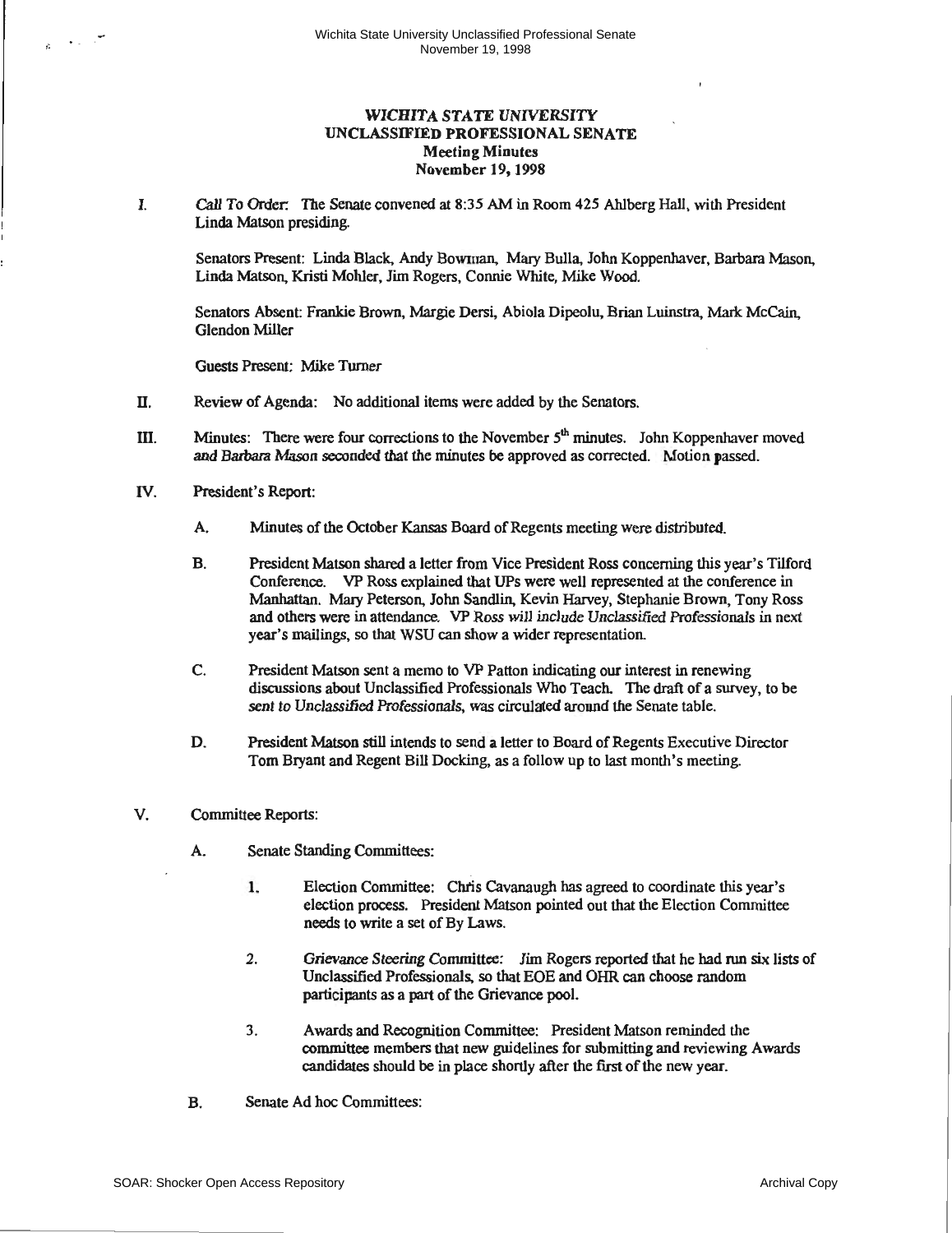# *WICHITA STATE UNIVERSITY*
## UNCLASSIFIED PROFESSIONAL SENATE
### Meeting Minutes
### November 19, 1998

I. *Call To Order:* The Senate convened at 8:35 AM in Room 425 Ahlberg Hall, with President Linda Matson presiding.

   Senators Present: Linda Black, Andy Bowman, Mary Bulla, John Koppenhaver, Barbara Mason, Linda Matson, Kristi Mohler, Jim Rogers, Connie White, Mike Wood.

   Senators Absent: Frankie Brown, Margie Dersi, Abiola Dipeolu, Brian Luinstra, Mark McCain, Glendon Miller

   Guests Present: Mike Turner

II. Review of Agenda: No additional items were added by the Senators.

III. Minutes: There were four corrections to the November 5th minutes. John Koppenhaver moved and Barbara Mason seconded that the minutes be approved as corrected. Motion passed.

IV. President's Report:

   A. Minutes of the October Kansas Board of Regents meeting were distributed.

   B. President Matson shared a letter from Vice President Ross concerning this year's Tilford Conference. VP Ross explained that UPs were well represented at the conference in Manhattan. Mary Peterson, John Sandlin, Kevin Harvey, Stephanie Brown, Tony Ross and others were in attendance. VP Ross will include Unclassified Professionals in next year's mailings, so that WSU can show a wider representation.

   C. President Matson sent a memo to VP Patton indicating our interest in renewing discussions about Unclassified Professionals Who Teach. The draft of a survey, to be sent to Unclassified Professionals, was circulated around the Senate table.

   D. President Matson still intends to send a letter to Board of Regents Executive Director Tom Bryant and Regent Bill Docking, as a follow up to last month's meeting.

V. Committee Reports:

   A. Senate Standing Committees:

      1. Election Committee: Chris Cavanaugh has agreed to coordinate this year's election process. President Matson pointed out that the Election Committee needs to write a set of By Laws.

      2. *Grievance Steering Committee:* Jim Rogers reported that he had run six lists of Unclassified Professionals, so that EOE and OHR can choose random participants as a part of the Grievance pool.

      3. Awards and Recognition Committee: President Matson reminded the committee members that new guidelines for submitting and reviewing Awards candidates should be in place shortly after the first of the new year.

   B. Senate Ad hoc Committees: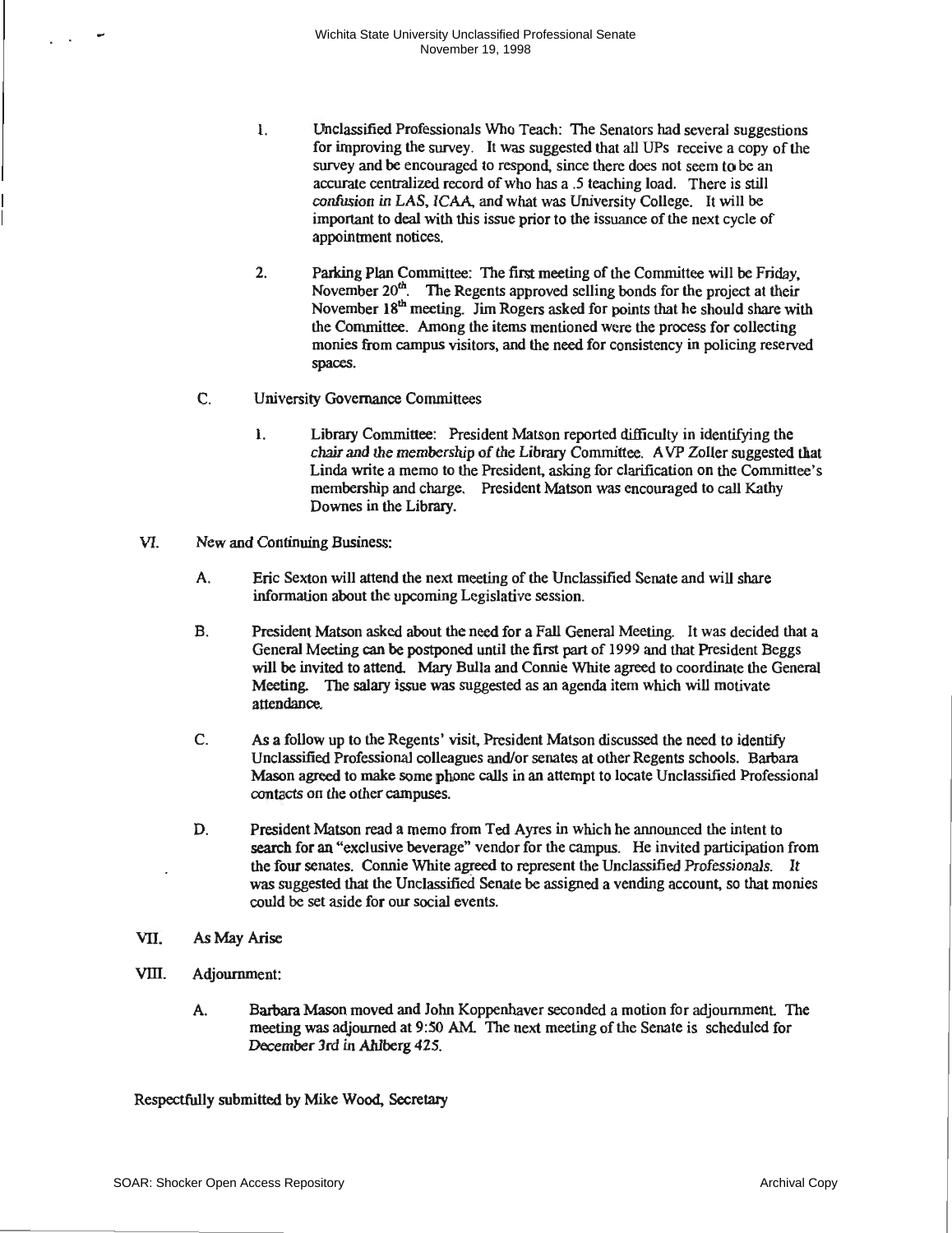1. Unclassified Professionals Who Teach: The Senators had several suggestions for improving the survey. It was suggested that all UPs receive a copy of the survey and be encouraged to respond, since there does not seem to be an accurate centralized record of who has a .5 teaching load. There is still confusion in LAS, ICAA, and what was University College. It will be important to deal with this issue prior to the issuance of the next cycle of appointment notices.

2. Parking Plan Committee: The first meeting of the Committee will be Friday, November 20th. The Regents approved selling bonds for the project at their November 18th meeting. Jim Rogers asked for points that he should share with the Committee. Among the items mentioned were the process for collecting monies from campus visitors, and the need for consistency in policing reserved spaces.

C. University Governance Committees

1. Library Committee: President Matson reported difficulty in identifying the chair and the membership of the Library Committee. AVP Zoller suggested that Linda write a memo to the President, asking for clarification on the Committee's membership and charge. President Matson was encouraged to call Kathy Downes in the Library.

VI. New and Continuing Business:

A. Eric Sexton will attend the next meeting of the Unclassified Senate and will share information about the upcoming Legislative session.

B. President Matson asked about the need for a Fall General Meeting. It was decided that a General Meeting can be postponed until the first part of 1999 and that President Beggs will be invited to attend. Mary Bulla and Connie White agreed to coordinate the General Meeting. The salary issue was suggested as an agenda item which will motivate attendance.

C. As a follow up to the Regents' visit, President Matson discussed the need to identify Unclassified Professional colleagues and/or senates at other Regents schools. Barbara Mason agreed to make some phone calls in an attempt to locate Unclassified Professional contacts on the other campuses.

D. President Matson read a memo from Ted Ayres in which he announced the intent to search for an "exclusive beverage" vendor for the campus. He invited participation from the four senates. Connie White agreed to represent the Unclassified Professionals. It was suggested that the Unclassified Senate be assigned a vending account, so that monies could be set aside for our social events.

VII. As May Arise

VIII. Adjournment:

A. Barbara Mason moved and John Koppenhaver seconded a motion for adjournment. The meeting was adjourned at 9:50 AM. The next meeting of the Senate is scheduled for December 3rd in Ahlberg 425.

Respectfully submitted by Mike Wood, Secretary